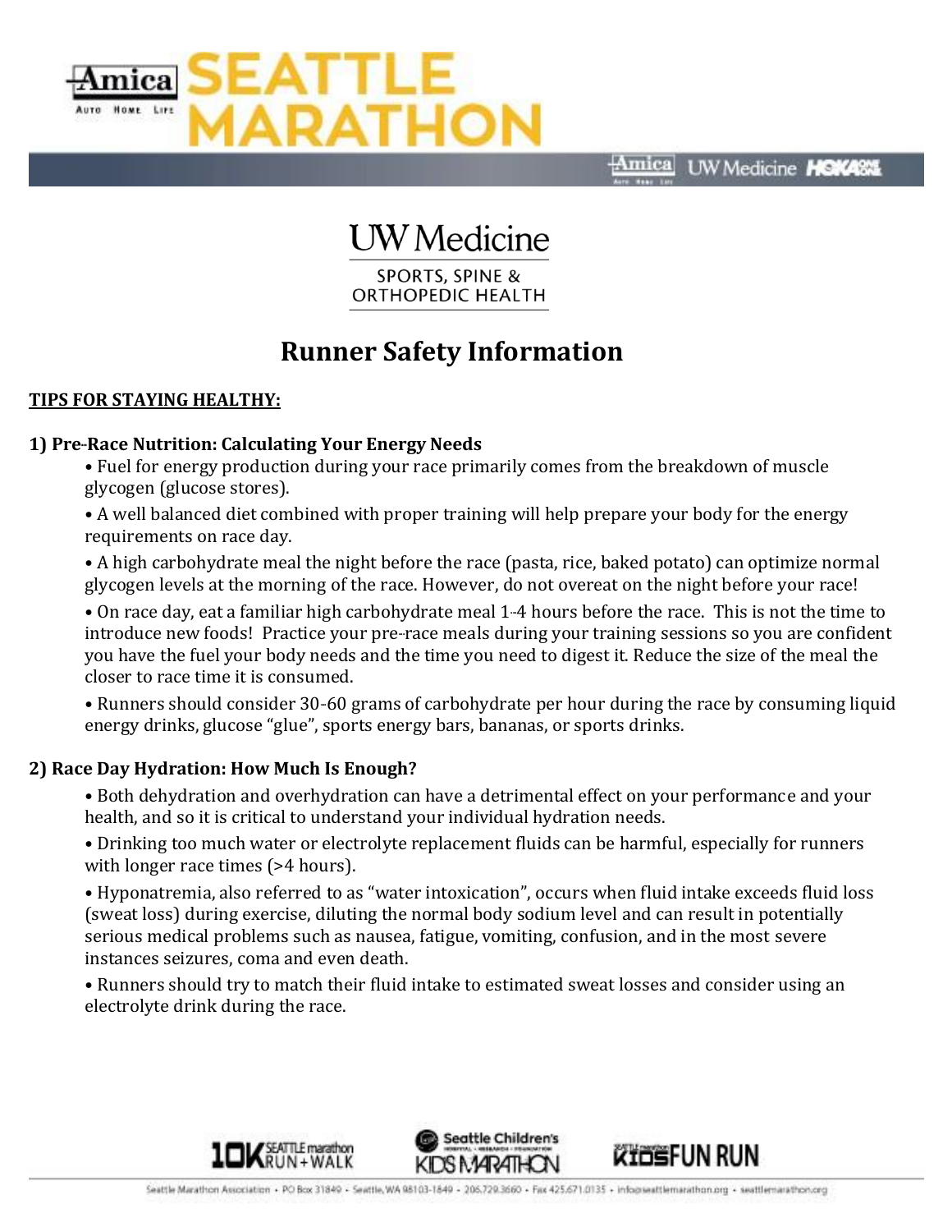# Runner Safety Information

## TIPS FOR STAYING HEALTHY:

### 1) Pre-Race Nutrition: Calculating Your Energy Needs

- Fuel for energy production during your race primarily comes from the breakdown of muscle glycogen (glucose stores).
- A well balanced diet combined with proper training will help prepare your body for the energy requirements on race day.
- A high carbohydrate meal the night before the race (pasta, rice, baked potato) can optimize normal glycogen levels at the morning of the race. However, do not overeat on the night before your race!
- On race day, eat a familiar high carbohydrate meal 1-4 hours before the race. This is not the time to introduce new foods! Practice your pre-race meals during your training sessions so you are confident you have the fuel your body needs and the time you need to digest it. Reduce the size of the meal the closer to race time it is consumed.
- Runners should consider 30-60 grams of carbohydrate per hour during the race by consuming liquid energy drinks, glucose "glue", sports energy bars, bananas, or sports drinks.

### 2) Race Day Hydration: How Much Is Enough?

- Both dehydration and overhydration can have a detrimental effect on your performance and your health, and so it is critical to understand your individual hydration needs.
- Drinking too much water or electrolyte replacement fluids can be harmful, especially for runners with longer race times (>4 hours).
- Hyponatremia, also referred to as "water intoxication", occurs when fluid intake exceeds fluid loss (sweat loss) during exercise, diluting the normal body sodium level and can result in potentially serious medical problems such as nausea, fatigue, vomiting, confusion, and in the most severe instances seizures, coma and even death.
- Runners should try to match their fluid intake to estimated sweat losses and consider using an electrolyte drink during the race.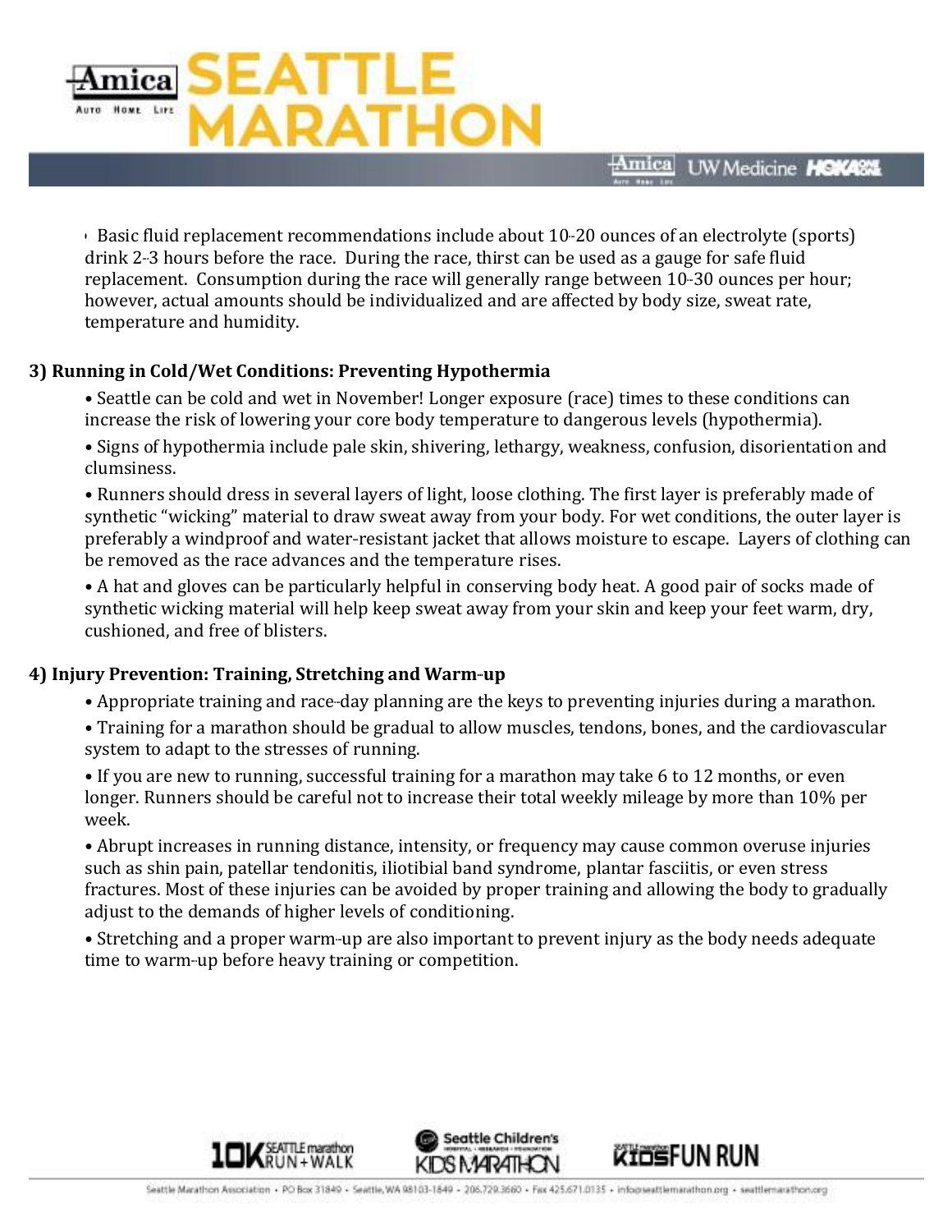- Basic fluid replacement recommendations include about 10-20 ounces of an electrolyte (sports) drink 2-3 hours before the race. During the race, thirst can be used as a gauge for safe fluid replacement. Consumption during the race will generally range between 10-30 ounces per hour; however, actual amounts should be individualized and are affected by body size, sweat rate, temperature and humidity.

**3) Running in Cold/Wet Conditions: Preventing Hypothermia**

- Seattle can be cold and wet in November! Longer exposure (race) times to these conditions can increase the risk of lowering your core body temperature to dangerous levels (hypothermia).
- Signs of hypothermia include pale skin, shivering, lethargy, weakness, confusion, disorientation and clumsiness.
- Runners should dress in several layers of light, loose clothing. The first layer is preferably made of synthetic "wicking" material to draw sweat away from your body. For wet conditions, the outer layer is preferably a windproof and water-resistant jacket that allows moisture to escape. Layers of clothing can be removed as the race advances and the temperature rises.
- A hat and gloves can be particularly helpful in conserving body heat. A good pair of socks made of synthetic wicking material will help keep sweat away from your skin and keep your feet warm, dry, cushioned, and free of blisters.

**4) Injury Prevention: Training, Stretching and Warm-up**

- Appropriate training and race-day planning are the keys to preventing injuries during a marathon.
- Training for a marathon should be gradual to allow muscles, tendons, bones, and the cardiovascular system to adapt to the stresses of running.
- If you are new to running, successful training for a marathon may take 6 to 12 months, or even longer. Runners should be careful not to increase their total weekly mileage by more than 10% per week.
- Abrupt increases in running distance, intensity, or frequency may cause common overuse injuries such as shin pain, patellar tendonitis, iliotibial band syndrome, plantar fasciitis, or even stress fractures. Most of these injuries can be avoided by proper training and allowing the body to gradually adjust to the demands of higher levels of conditioning.
- Stretching and a proper warm-up are also important to prevent injury as the body needs adequate time to warm-up before heavy training or competition.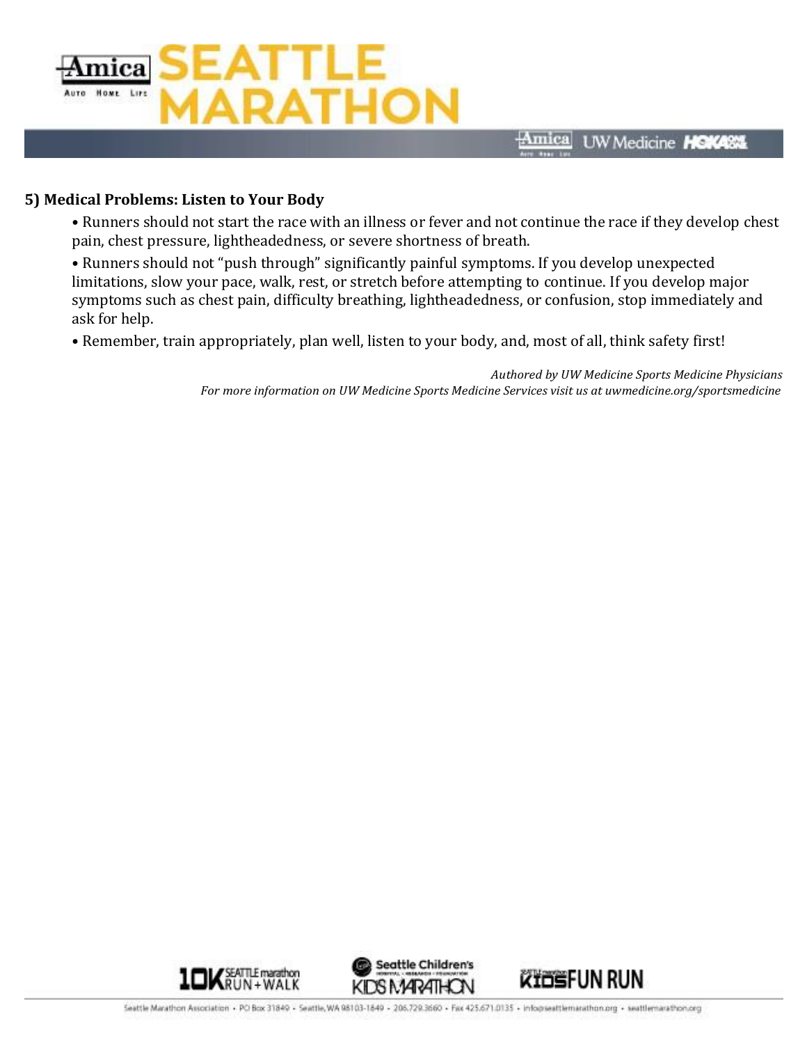### 5) Medical Problems: Listen to Your Body

- Runners should not start the race with an illness or fever and not continue the race if they develop chest pain, chest pressure, lightheadedness, or severe shortness of breath.
- Runners should not "push through" significantly painful symptoms. If you develop unexpected limitations, slow your pace, walk, rest, or stretch before attempting to continue. If you develop major symptoms such as chest pain, difficulty breathing, lightheadedness, or confusion, stop immediately and ask for help.
- Remember, train appropriately, plan well, listen to your body, and, most of all, think safety first!

*Authored by UW Medicine Sports Medicine Physicians*
*For more information on UW Medicine Sports Medicine Services visit us at uwmedicine.org/sportsmedicine*